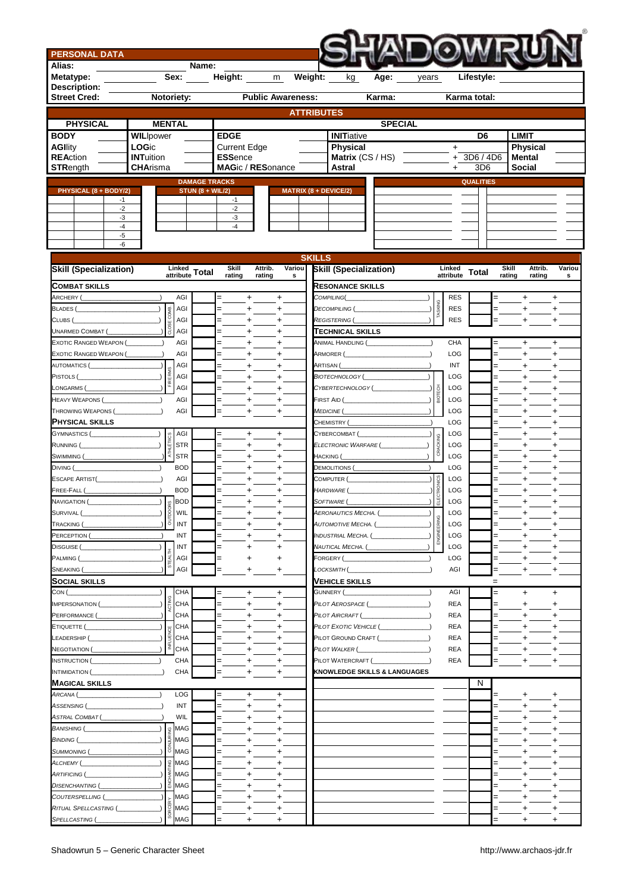# SHADOWRUN

## PERSONAL DATA

| | | | | | |
|---|---|---|---|---|---|
| Alias: | Name: | | | | |
| Metatype: | Sex: | Height: m | Weight: kg | Age: years | Lifestyle: |
| Description: | | | | | |
| Street Cred: | Notoriety: | Public Awareness: | Karma: | Karma total: | |

## ATTRIBUTES

| PHYSICAL | | MENTAL | | SPECIAL | | | | | |
|---|---|---|---|---|---|---|---|---|---|
| BODY | | WILlpower | | EDGE | | INITiative | D6 | LIMIT | |
| AGIlity | | LOGic | | Current Edge | | Physical | + | Physical | |
| REAction | | INTuition | | ESSence | | Matrix (CS / HS) | + 3D6 / 4D6 | Mental | |
| STRength | | CHArisma | | MAGic / RESonance | | Astral | + 3D6 | Social | |

## DAMAGE TRACKS

| PHYSICAL (8 + BODY/2) | STUN (8 + WIL/2) | MATRIX (8 + DEVICE/2) |
|---|---|---|
| -1 | -1 | |
| -2 | -2 | |
| -3 | -3 | |
| -4 | -4 | |
| -5 | | |
| -6 | | |

## QUALITIES

| | |
|---|---|
| | |

## SKILLS

| Skill (Specialization) | Group | Linked attribute | Total | Skill rating | Attrib. rating | Various |
|---|---|---|---|---|---|---|
| **COMBAT SKILLS** | | | | | | |
| Archery ( ) | | AGI | | = | + | + |
| Blades ( ) | Close Comb. | AGI | | = | + | + |
| Clubs ( ) | Close Comb. | AGI | | = | + | + |
| Unarmed Combat ( ) | Close Comb. | AGI | | = | + | + |
| Exotic Ranged Weapon ( ) | | AGI | | = | + | + |
| Exotic Ranged Weapon ( ) | | AGI | | = | + | + |
| Automatics ( ) | Firearms | AGI | | = | + | + |
| Pistols ( ) | Firearms | AGI | | = | + | + |
| Longarms ( ) | Firearms | AGI | | = | + | + |
| Heavy Weapons ( ) | | AGI | | = | + | + |
| Throwing Weapons ( ) | | AGI | | = | + | + |
| **PHYSICAL SKILLS** | | | | | | |
| Gymnastics ( ) | Athletics | AGI | | = | + | + |
| Running ( ) | Athletics | STR | | = | + | + |
| Swimming ( ) | Athletics | STR | | = | + | + |
| Diving ( ) | | BOD | | = | + | + |
| Escape Artist( ) | | AGI | | = | + | + |
| Free-Fall ( ) | | BOD | | = | + | + |
| Navigation ( ) | Outdoors | BOD | | = | + | + |
| Survival ( ) | Outdoors | WIL | | = | + | + |
| Tracking ( ) | Outdoors | INT | | = | + | + |
| Perception ( ) | | INT | | = | + | + |
| Disguise ( ) | Stealth | INT | | = | + | + |
| Palming ( ) | Stealth | AGI | | = | + | + |
| Sneaking ( ) | Stealth | AGI | | = | + | + |
| **SOCIAL SKILLS** | | | | | | |
| Con ( ) | Acting | CHA | | = | + | + |
| Impersonation ( ) | Acting | CHA | | = | + | + |
| Performance ( ) | Acting | CHA | | = | + | + |
| Etiquette ( ) | Influence | CHA | | = | + | + |
| Leadership ( ) | Influence | CHA | | = | + | + |
| Negotiation ( ) | Influence | CHA | | = | + | + |
| Instruction ( ) | | CHA | | = | + | + |
| Intimidation ( ) | | CHA | | = | + | + |
| **MAGICAL SKILLS** | | | | | | |
| *Arcana ( )* | | LOG | | = | + | + |
| *Assensing ( )* | | INT | | = | + | + |
| *Astral Combat ( )* | | WIL | | = | + | + |
| *Banishing ( )* | Conjuring | MAG | | = | + | + |
| *Binding ( )* | Conjuring | MAG | | = | + | + |
| *Summoning ( )* | Conjuring | MAG | | = | + | + |
| *Alchemy ( )* | Enchanting | MAG | | = | + | + |
| *Artificing ( )* | Enchanting | MAG | | = | + | + |
| *Disenchanting ( )* | Enchanting | MAG | | = | + | + |
| *Counterspelling ( )* | Sorcery | MAG | | = | + | + |
| *Ritual Spellcasting ( )* | Sorcery | MAG | | = | + | + |
| *Spellcasting ( )* | Sorcery | MAG | | = | + | + |

| Skill (Specialization) | Group | Linked attribute | Total | Skill rating | Attrib. rating | Various |
|---|---|---|---|---|---|---|
| **RESONANCE SKILLS** | | | | | | |
| *Compiling( )* | Tasking | RES | | = | + | + |
| *Decompiling ( )* | Tasking | RES | | = | + | + |
| *Registering ( )* | Tasking | RES | | = | + | + |
| **TECHNICAL SKILLS** | | | | | | |
| Animal Handling ( ) | | CHA | | = | + | + |
| Armorer ( ) | | LOG | | = | + | + |
| Artisan ( ) | | INT | | = | + | + |
| *Biotechnology ( )* | Biotech | LOG | | = | + | + |
| *Cybertechnology ( )* | Biotech | LOG | | = | + | + |
| First Aid ( ) | Biotech | LOG | | = | + | + |
| *Medicine ( )* | Biotech | LOG | | = | + | + |
| Chemistry ( ) | | LOG | | = | + | + |
| Cybercombat ( ) | Cracking | LOG | | = | + | + |
| *Electronic Warfare ( )* | Cracking | LOG | | = | + | + |
| Hacking ( ) | Cracking | LOG | | = | + | + |
| Demolitions ( ) | | LOG | | = | + | + |
| Computer ( ) | Electronics | LOG | | = | + | + |
| *Hardware ( )* | Electronics | LOG | | = | + | + |
| *Software ( )* | Electronics | LOG | | = | + | + |
| *Aeronautics Mecha. ( )* | Engineering | LOG | | = | + | + |
| *Automotive Mecha. ( )* | Engineering | LOG | | = | + | + |
| *Industrial Mecha. ( )* | Engineering | LOG | | = | + | + |
| *Nautical Mecha. ( )* | Engineering | LOG | | = | + | + |
| Forgery ( ) | | LOG | | = | + | + |
| *Locksmith ( )* | | AGI | | = | + | + |
| **VEHICLE SKILLS** | | | | = | | |
| Gunnery ( ) | | AGI | | = | + | + |
| *Pilot Aerospace ( )* | | REA | | = | + | + |
| *Pilot Aircraft ( )* | | REA | | = | + | + |
| *Pilot Exotic Vehicle ( )* | | REA | | = | + | + |
| Pilot Ground Craft ( ) | | REA | | = | + | + |
| *Pilot Walker ( )* | | REA | | = | + | + |
| Pilot Watercraft ( ) | | REA | | = | + | + |
| **KNOWLEDGE SKILLS & LANGUAGES** | | | | | | |
| | | | N | | | |
| | | | | = | + | + |
| | | | | = | + | + |
| | | | | = | + | + |
| | | | | = | + | + |
| | | | | = | + | + |
| | | | | = | + | + |
| | | | | = | + | + |
| | | | | = | + | + |
| | | | | = | + | + |
| | | | | = | + | + |
| | | | | = | + | + |
| | | | | = | + | + |

Shadowrun 5 – Generic Character Sheet

http://www.archaos-jdr.fr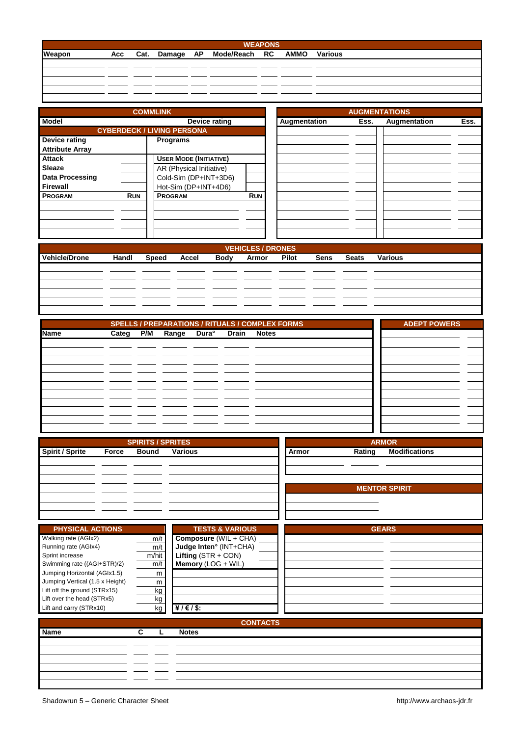## WEAPONS

| Weapon | Acc | Cat. | Damage | AP | Mode/Reach | RC | AMMO | Various |
|---|---|---|---|---|---|---|---|---|
| | | | | | | | | |
| | | | | | | | | |
| | | | | | | | | |
| | | | | | | | | |
| | | | | | | | | |

## COMMLINK

| Model | Device rating |
|---|---|
| | |

## CYBERDECK / LIVING PERSONA

| | | | |
|---|---|---|---|
| Device rating | | Programs | |
| Attribute Array | | | |
| Attack | | USER MODE (INITIATIVE) | |
| Sleaze | | AR (Physical Initiative) | |
| Data Processing | | Cold-Sim (DP+INT+3D6) | |
| Firewall | | Hot-Sim (DP+INT+4D6) | |
| PROGRAM | RUN | PROGRAM | RUN |
| | | | |
| | | | |
| | | | |
| | | | |

## AUGMENTATIONS

| Augmentation | Ess. | Augmentation | Ess. |
|---|---|---|---|
| | | | |
| | | | |
| | | | |
| | | | |
| | | | |
| | | | |
| | | | |
| | | | |
| | | | |
| | | | |
| | | | |
| | | | |

## VEHICLES / DRONES

| Vehicle/Drone | Handl | Speed | Accel | Body | Armor | Pilot | Sens | Seats | Various |
|---|---|---|---|---|---|---|---|---|---|
| | | | | | | | | | |
| | | | | | | | | | |
| | | | | | | | | | |
| | | | | | | | | | |
| | | | | | | | | | |

## SPELLS / PREPARATIONS / RITUALS / COMPLEX FORMS

| Name | Categ | P/M | Range | Dura° | Drain | Notes |
|---|---|---|---|---|---|---|
| | | | | | | |
| | | | | | | |
| | | | | | | |
| | | | | | | |
| | | | | | | |
| | | | | | | |
| | | | | | | |
| | | | | | | |
| | | | | | | |
| | | | | | | |

## ADEPT POWERS

| | |
|---|---|
| | |
| | |
| | |
| | |
| | |
| | |
| | |
| | |
| | |
| | |

## SPIRITS / SPRITES

| Spirit / Sprite | Force | Bound | Various |
|---|---|---|---|
| | | | |
| | | | |
| | | | |
| | | | |
| | | | |
| | | | |

## ARMOR

| Armor | Rating | Modifications |
|---|---|---|
| | | |
| | | |

## MENTOR SPIRIT

| |
|---|
| |
| |

## PHYSICAL ACTIONS

| | | |
|---|---|---|
| Walking rate (AGIx2) | | m/t |
| Running rate (AGIx4) | | m/t |
| Sprint increase | | m/hit |
| Swimming rate ((AGI+STR)/2) | | m/t |
| Jumping Horizontal (AGIx1.5) | | m |
| Jumping Vertical (1.5 x Height) | | m |
| Lift off the ground (STRx15) | | kg |
| Lift over the head (STRx5) | | kg |
| Lift and carry (STRx10) | | kg |

## TESTS & VARIOUS

| | |
|---|---|
| **Composure** (WIL + CHA) | |
| **Judge Inten°** (INT+CHA) | |
| **Lifting** (STR + CON) | |
| **Memory** (LOG + WIL) | |
| | |
| | |
| | |
| | |
| **¥ / € / $:** | |

## GEARS

| | |
|---|---|
| | |
| | |
| | |
| | |
| | |
| | |
| | |
| | |
| | |

## CONTACTS

| Name | C | L | Notes |
|---|---|---|---|
| | | | |
| | | | |
| | | | |
| | | | |
| | | | |
| | | | |

Shadowrun 5 – Generic Character Sheet http://www.archaos-jdr.fr